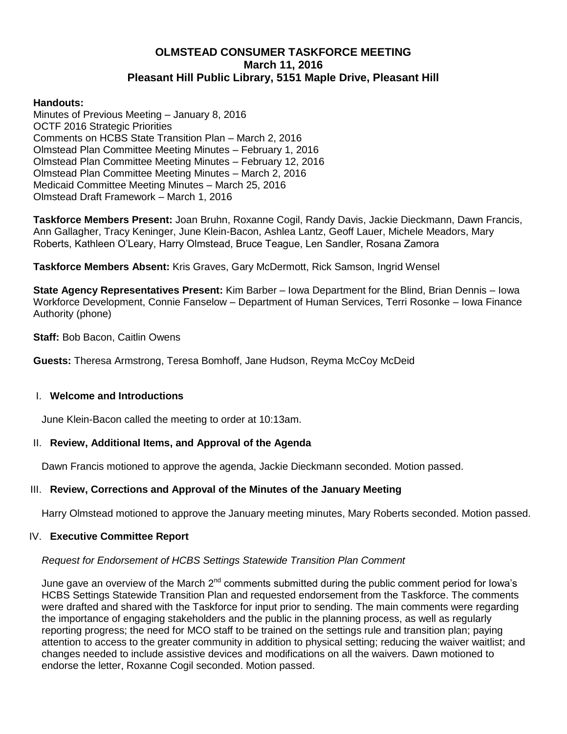# OLMSTEAD CONSUMER TASKFORCE MEETING
## March 11, 2016
## Pleasant Hill Public Library, 5151 Maple Drive, Pleasant Hill

**Handouts:**
Minutes of Previous Meeting – January 8, 2016
OCTF 2016 Strategic Priorities
Comments on HCBS State Transition Plan – March 2, 2016
Olmstead Plan Committee Meeting Minutes – February 1, 2016
Olmstead Plan Committee Meeting Minutes – February 12, 2016
Olmstead Plan Committee Meeting Minutes – March 2, 2016
Medicaid Committee Meeting Minutes – March 25, 2016
Olmstead Draft Framework – March 1, 2016

**Taskforce Members Present:** Joan Bruhn, Roxanne Cogil, Randy Davis, Jackie Dieckmann, Dawn Francis, Ann Gallagher, Tracy Keninger, June Klein-Bacon, Ashlea Lantz, Geoff Lauer, Michele Meadors, Mary Roberts, Kathleen O'Leary, Harry Olmstead, Bruce Teague, Len Sandler, Rosana Zamora

**Taskforce Members Absent:** Kris Graves, Gary McDermott, Rick Samson, Ingrid Wensel

**State Agency Representatives Present:** Kim Barber – Iowa Department for the Blind, Brian Dennis – Iowa Workforce Development, Connie Fanselow – Department of Human Services, Terri Rosonke – Iowa Finance Authority (phone)

**Staff:** Bob Bacon, Caitlin Owens

**Guests:** Theresa Armstrong, Teresa Bomhoff, Jane Hudson, Reyma McCoy McDeid

## I. Welcome and Introductions

June Klein-Bacon called the meeting to order at 10:13am.

## II. Review, Additional Items, and Approval of the Agenda

Dawn Francis motioned to approve the agenda, Jackie Dieckmann seconded. Motion passed.

## III. Review, Corrections and Approval of the Minutes of the January Meeting

Harry Olmstead motioned to approve the January meeting minutes, Mary Roberts seconded. Motion passed.

## IV. Executive Committee Report

*Request for Endorsement of HCBS Settings Statewide Transition Plan Comment*

June gave an overview of the March 2nd comments submitted during the public comment period for Iowa's HCBS Settings Statewide Transition Plan and requested endorsement from the Taskforce. The comments were drafted and shared with the Taskforce for input prior to sending. The main comments were regarding the importance of engaging stakeholders and the public in the planning process, as well as regularly reporting progress; the need for MCO staff to be trained on the settings rule and transition plan; paying attention to access to the greater community in addition to physical setting; reducing the waiver waitlist; and changes needed to include assistive devices and modifications on all the waivers. Dawn motioned to endorse the letter, Roxanne Cogil seconded. Motion passed.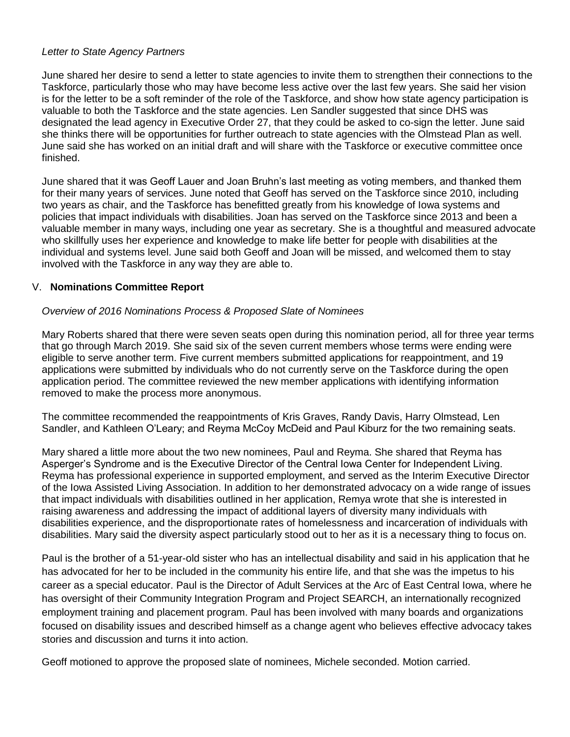*Letter to State Agency Partners*

June shared her desire to send a letter to state agencies to invite them to strengthen their connections to the Taskforce, particularly those who may have become less active over the last few years. She said her vision is for the letter to be a soft reminder of the role of the Taskforce, and show how state agency participation is valuable to both the Taskforce and the state agencies. Len Sandler suggested that since DHS was designated the lead agency in Executive Order 27, that they could be asked to co-sign the letter. June said she thinks there will be opportunities for further outreach to state agencies with the Olmstead Plan as well. June said she has worked on an initial draft and will share with the Taskforce or executive committee once finished.

June shared that it was Geoff Lauer and Joan Bruhn's last meeting as voting members, and thanked them for their many years of services. June noted that Geoff has served on the Taskforce since 2010, including two years as chair, and the Taskforce has benefitted greatly from his knowledge of Iowa systems and policies that impact individuals with disabilities. Joan has served on the Taskforce since 2013 and been a valuable member in many ways, including one year as secretary. She is a thoughtful and measured advocate who skillfully uses her experience and knowledge to make life better for people with disabilities at the individual and systems level. June said both Geoff and Joan will be missed, and welcomed them to stay involved with the Taskforce in any way they are able to.

## V. **Nominations Committee Report**

*Overview of 2016 Nominations Process & Proposed Slate of Nominees*

Mary Roberts shared that there were seven seats open during this nomination period, all for three year terms that go through March 2019. She said six of the seven current members whose terms were ending were eligible to serve another term. Five current members submitted applications for reappointment, and 19 applications were submitted by individuals who do not currently serve on the Taskforce during the open application period. The committee reviewed the new member applications with identifying information removed to make the process more anonymous.

The committee recommended the reappointments of Kris Graves, Randy Davis, Harry Olmstead, Len Sandler, and Kathleen O'Leary; and Reyma McCoy McDeid and Paul Kiburz for the two remaining seats.

Mary shared a little more about the two new nominees, Paul and Reyma. She shared that Reyma has Asperger's Syndrome and is the Executive Director of the Central Iowa Center for Independent Living. Reyma has professional experience in supported employment, and served as the Interim Executive Director of the Iowa Assisted Living Association. In addition to her demonstrated advocacy on a wide range of issues that impact individuals with disabilities outlined in her application, Remya wrote that she is interested in raising awareness and addressing the impact of additional layers of diversity many individuals with disabilities experience, and the disproportionate rates of homelessness and incarceration of individuals with disabilities. Mary said the diversity aspect particularly stood out to her as it is a necessary thing to focus on.

Paul is the brother of a 51-year-old sister who has an intellectual disability and said in his application that he has advocated for her to be included in the community his entire life, and that she was the impetus to his career as a special educator. Paul is the Director of Adult Services at the Arc of East Central Iowa, where he has oversight of their Community Integration Program and Project SEARCH, an internationally recognized employment training and placement program. Paul has been involved with many boards and organizations focused on disability issues and described himself as a change agent who believes effective advocacy takes stories and discussion and turns it into action.

Geoff motioned to approve the proposed slate of nominees, Michele seconded. Motion carried.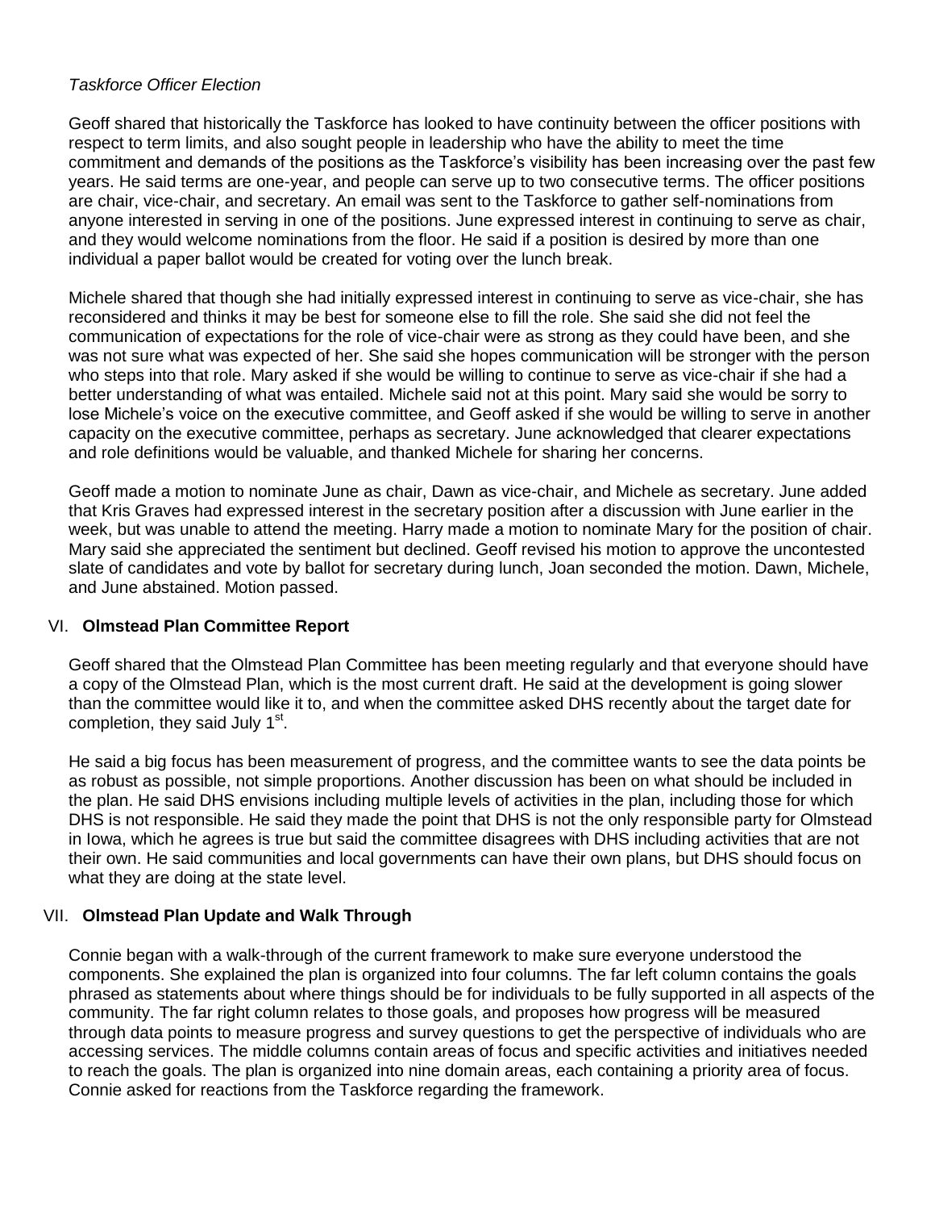*Taskforce Officer Election*

Geoff shared that historically the Taskforce has looked to have continuity between the officer positions with respect to term limits, and also sought people in leadership who have the ability to meet the time commitment and demands of the positions as the Taskforce's visibility has been increasing over the past few years. He said terms are one-year, and people can serve up to two consecutive terms. The officer positions are chair, vice-chair, and secretary. An email was sent to the Taskforce to gather self-nominations from anyone interested in serving in one of the positions. June expressed interest in continuing to serve as chair, and they would welcome nominations from the floor. He said if a position is desired by more than one individual a paper ballot would be created for voting over the lunch break.

Michele shared that though she had initially expressed interest in continuing to serve as vice-chair, she has reconsidered and thinks it may be best for someone else to fill the role. She said she did not feel the communication of expectations for the role of vice-chair were as strong as they could have been, and she was not sure what was expected of her. She said she hopes communication will be stronger with the person who steps into that role. Mary asked if she would be willing to continue to serve as vice-chair if she had a better understanding of what was entailed. Michele said not at this point. Mary said she would be sorry to lose Michele's voice on the executive committee, and Geoff asked if she would be willing to serve in another capacity on the executive committee, perhaps as secretary. June acknowledged that clearer expectations and role definitions would be valuable, and thanked Michele for sharing her concerns.

Geoff made a motion to nominate June as chair, Dawn as vice-chair, and Michele as secretary. June added that Kris Graves had expressed interest in the secretary position after a discussion with June earlier in the week, but was unable to attend the meeting. Harry made a motion to nominate Mary for the position of chair. Mary said she appreciated the sentiment but declined. Geoff revised his motion to approve the uncontested slate of candidates and vote by ballot for secretary during lunch, Joan seconded the motion. Dawn, Michele, and June abstained. Motion passed.

## VI. **Olmstead Plan Committee Report**

Geoff shared that the Olmstead Plan Committee has been meeting regularly and that everyone should have a copy of the Olmstead Plan, which is the most current draft. He said at the development is going slower than the committee would like it to, and when the committee asked DHS recently about the target date for completion, they said July 1st.

He said a big focus has been measurement of progress, and the committee wants to see the data points be as robust as possible, not simple proportions. Another discussion has been on what should be included in the plan. He said DHS envisions including multiple levels of activities in the plan, including those for which DHS is not responsible. He said they made the point that DHS is not the only responsible party for Olmstead in Iowa, which he agrees is true but said the committee disagrees with DHS including activities that are not their own. He said communities and local governments can have their own plans, but DHS should focus on what they are doing at the state level.

## VII. **Olmstead Plan Update and Walk Through**

Connie began with a walk-through of the current framework to make sure everyone understood the components. She explained the plan is organized into four columns. The far left column contains the goals phrased as statements about where things should be for individuals to be fully supported in all aspects of the community. The far right column relates to those goals, and proposes how progress will be measured through data points to measure progress and survey questions to get the perspective of individuals who are accessing services. The middle columns contain areas of focus and specific activities and initiatives needed to reach the goals. The plan is organized into nine domain areas, each containing a priority area of focus. Connie asked for reactions from the Taskforce regarding the framework.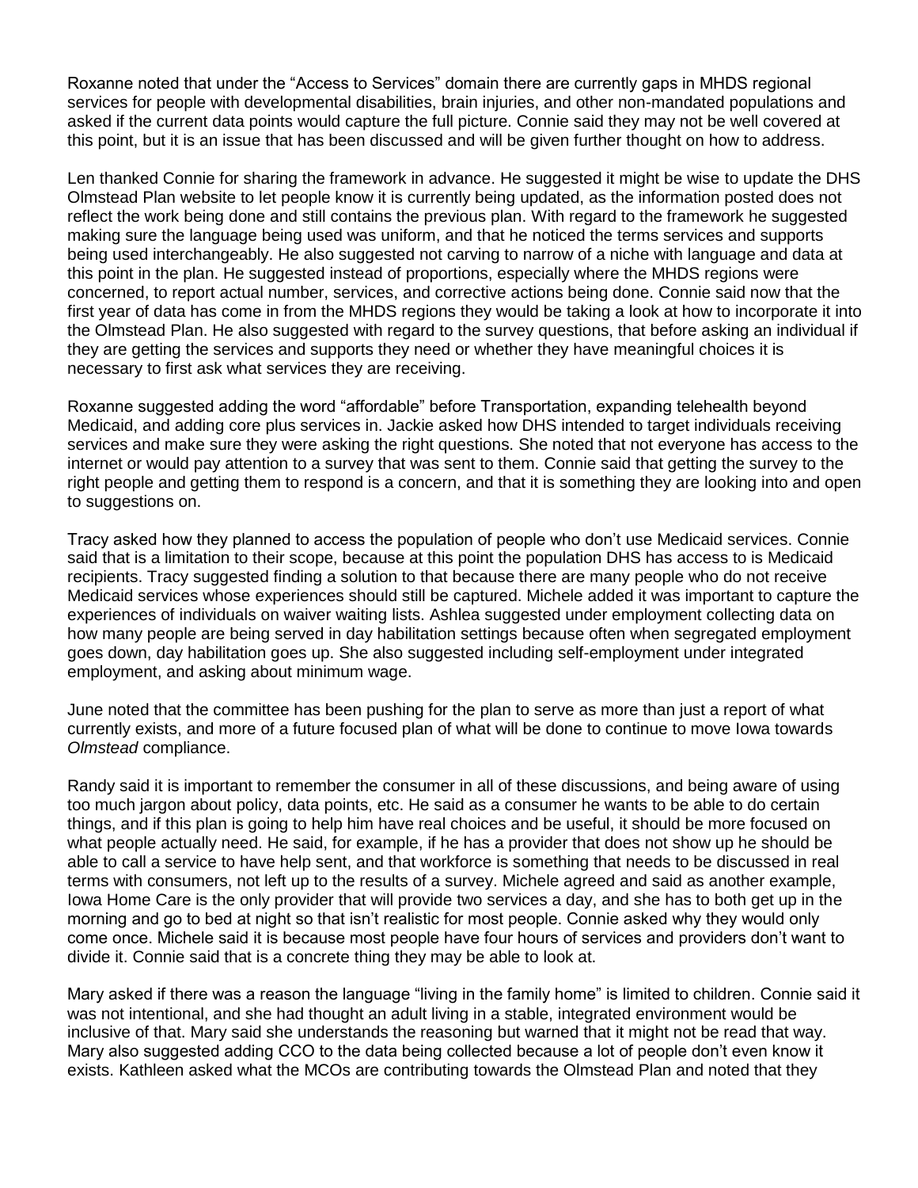Roxanne noted that under the "Access to Services" domain there are currently gaps in MHDS regional services for people with developmental disabilities, brain injuries, and other non-mandated populations and asked if the current data points would capture the full picture. Connie said they may not be well covered at this point, but it is an issue that has been discussed and will be given further thought on how to address.

Len thanked Connie for sharing the framework in advance. He suggested it might be wise to update the DHS Olmstead Plan website to let people know it is currently being updated, as the information posted does not reflect the work being done and still contains the previous plan. With regard to the framework he suggested making sure the language being used was uniform, and that he noticed the terms services and supports being used interchangeably. He also suggested not carving to narrow of a niche with language and data at this point in the plan. He suggested instead of proportions, especially where the MHDS regions were concerned, to report actual number, services, and corrective actions being done. Connie said now that the first year of data has come in from the MHDS regions they would be taking a look at how to incorporate it into the Olmstead Plan. He also suggested with regard to the survey questions, that before asking an individual if they are getting the services and supports they need or whether they have meaningful choices it is necessary to first ask what services they are receiving.

Roxanne suggested adding the word "affordable" before Transportation, expanding telehealth beyond Medicaid, and adding core plus services in. Jackie asked how DHS intended to target individuals receiving services and make sure they were asking the right questions. She noted that not everyone has access to the internet or would pay attention to a survey that was sent to them. Connie said that getting the survey to the right people and getting them to respond is a concern, and that it is something they are looking into and open to suggestions on.

Tracy asked how they planned to access the population of people who don't use Medicaid services. Connie said that is a limitation to their scope, because at this point the population DHS has access to is Medicaid recipients. Tracy suggested finding a solution to that because there are many people who do not receive Medicaid services whose experiences should still be captured. Michele added it was important to capture the experiences of individuals on waiver waiting lists. Ashlea suggested under employment collecting data on how many people are being served in day habilitation settings because often when segregated employment goes down, day habilitation goes up. She also suggested including self-employment under integrated employment, and asking about minimum wage.

June noted that the committee has been pushing for the plan to serve as more than just a report of what currently exists, and more of a future focused plan of what will be done to continue to move Iowa towards *Olmstead* compliance.

Randy said it is important to remember the consumer in all of these discussions, and being aware of using too much jargon about policy, data points, etc. He said as a consumer he wants to be able to do certain things, and if this plan is going to help him have real choices and be useful, it should be more focused on what people actually need. He said, for example, if he has a provider that does not show up he should be able to call a service to have help sent, and that workforce is something that needs to be discussed in real terms with consumers, not left up to the results of a survey. Michele agreed and said as another example, Iowa Home Care is the only provider that will provide two services a day, and she has to both get up in the morning and go to bed at night so that isn't realistic for most people. Connie asked why they would only come once. Michele said it is because most people have four hours of services and providers don't want to divide it. Connie said that is a concrete thing they may be able to look at.

Mary asked if there was a reason the language "living in the family home" is limited to children. Connie said it was not intentional, and she had thought an adult living in a stable, integrated environment would be inclusive of that. Mary said she understands the reasoning but warned that it might not be read that way. Mary also suggested adding CCO to the data being collected because a lot of people don't even know it exists. Kathleen asked what the MCOs are contributing towards the Olmstead Plan and noted that they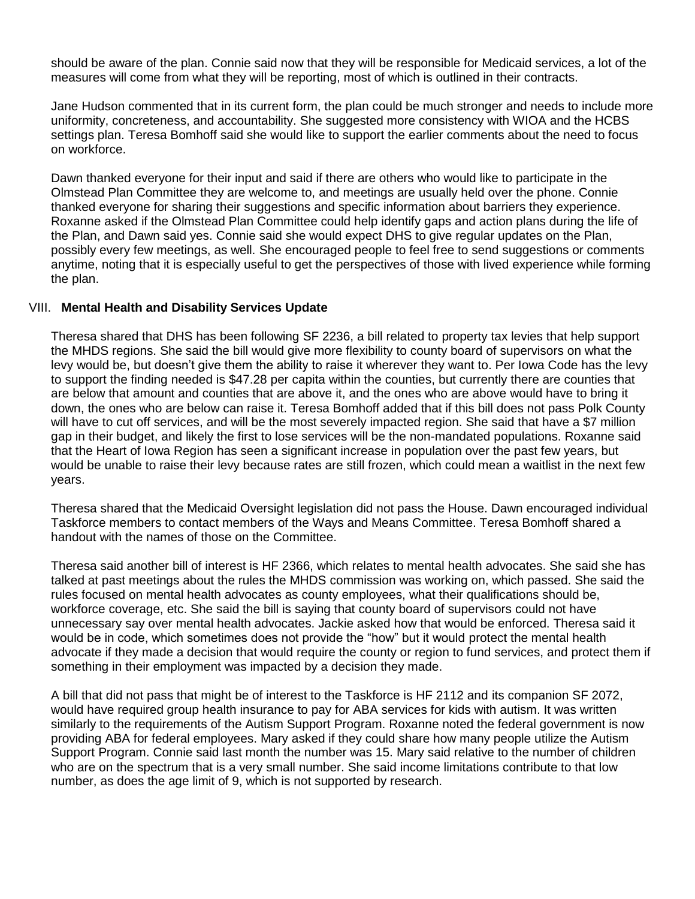should be aware of the plan. Connie said now that they will be responsible for Medicaid services, a lot of the measures will come from what they will be reporting, most of which is outlined in their contracts.

Jane Hudson commented that in its current form, the plan could be much stronger and needs to include more uniformity, concreteness, and accountability. She suggested more consistency with WIOA and the HCBS settings plan. Teresa Bomhoff said she would like to support the earlier comments about the need to focus on workforce.

Dawn thanked everyone for their input and said if there are others who would like to participate in the Olmstead Plan Committee they are welcome to, and meetings are usually held over the phone. Connie thanked everyone for sharing their suggestions and specific information about barriers they experience. Roxanne asked if the Olmstead Plan Committee could help identify gaps and action plans during the life of the Plan, and Dawn said yes. Connie said she would expect DHS to give regular updates on the Plan, possibly every few meetings, as well. She encouraged people to feel free to send suggestions or comments anytime, noting that it is especially useful to get the perspectives of those with lived experience while forming the plan.

## VIII. **Mental Health and Disability Services Update**

Theresa shared that DHS has been following SF 2236, a bill related to property tax levies that help support the MHDS regions. She said the bill would give more flexibility to county board of supervisors on what the levy would be, but doesn't give them the ability to raise it wherever they want to. Per Iowa Code has the levy to support the finding needed is $47.28 per capita within the counties, but currently there are counties that are below that amount and counties that are above it, and the ones who are above would have to bring it down, the ones who are below can raise it. Teresa Bomhoff added that if this bill does not pass Polk County will have to cut off services, and will be the most severely impacted region. She said that have a $7 million gap in their budget, and likely the first to lose services will be the non-mandated populations. Roxanne said that the Heart of Iowa Region has seen a significant increase in population over the past few years, but would be unable to raise their levy because rates are still frozen, which could mean a waitlist in the next few years.

Theresa shared that the Medicaid Oversight legislation did not pass the House. Dawn encouraged individual Taskforce members to contact members of the Ways and Means Committee. Teresa Bomhoff shared a handout with the names of those on the Committee.

Theresa said another bill of interest is HF 2366, which relates to mental health advocates. She said she has talked at past meetings about the rules the MHDS commission was working on, which passed. She said the rules focused on mental health advocates as county employees, what their qualifications should be, workforce coverage, etc. She said the bill is saying that county board of supervisors could not have unnecessary say over mental health advocates. Jackie asked how that would be enforced. Theresa said it would be in code, which sometimes does not provide the "how" but it would protect the mental health advocate if they made a decision that would require the county or region to fund services, and protect them if something in their employment was impacted by a decision they made.

A bill that did not pass that might be of interest to the Taskforce is HF 2112 and its companion SF 2072, would have required group health insurance to pay for ABA services for kids with autism. It was written similarly to the requirements of the Autism Support Program. Roxanne noted the federal government is now providing ABA for federal employees. Mary asked if they could share how many people utilize the Autism Support Program. Connie said last month the number was 15. Mary said relative to the number of children who are on the spectrum that is a very small number. She said income limitations contribute to that low number, as does the age limit of 9, which is not supported by research.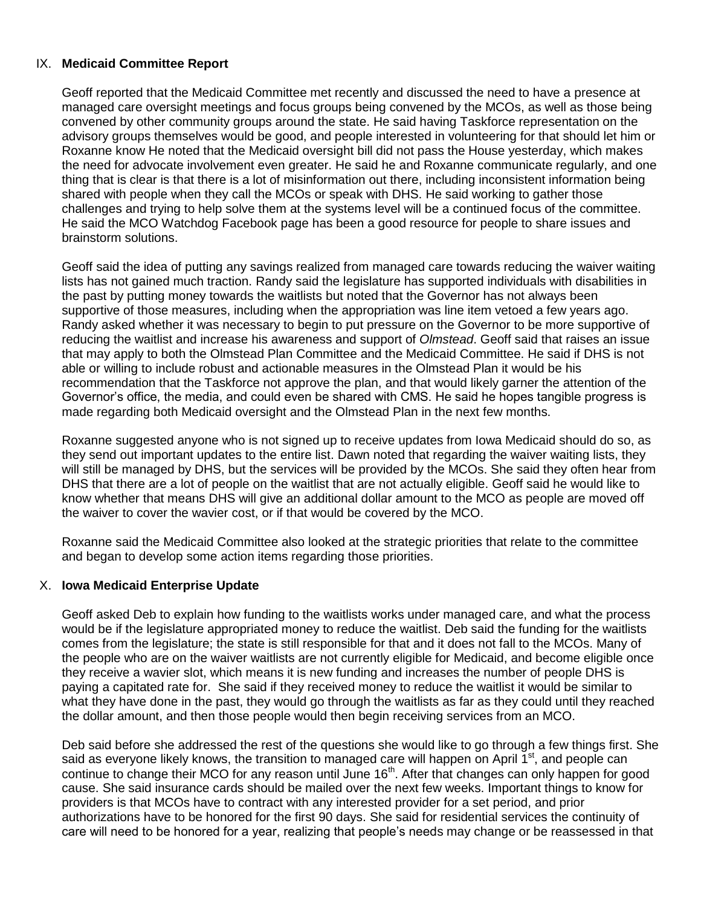## IX. **Medicaid Committee Report**

Geoff reported that the Medicaid Committee met recently and discussed the need to have a presence at managed care oversight meetings and focus groups being convened by the MCOs, as well as those being convened by other community groups around the state. He said having Taskforce representation on the advisory groups themselves would be good, and people interested in volunteering for that should let him or Roxanne know He noted that the Medicaid oversight bill did not pass the House yesterday, which makes the need for advocate involvement even greater. He said he and Roxanne communicate regularly, and one thing that is clear is that there is a lot of misinformation out there, including inconsistent information being shared with people when they call the MCOs or speak with DHS. He said working to gather those challenges and trying to help solve them at the systems level will be a continued focus of the committee. He said the MCO Watchdog Facebook page has been a good resource for people to share issues and brainstorm solutions.

Geoff said the idea of putting any savings realized from managed care towards reducing the waiver waiting lists has not gained much traction. Randy said the legislature has supported individuals with disabilities in the past by putting money towards the waitlists but noted that the Governor has not always been supportive of those measures, including when the appropriation was line item vetoed a few years ago. Randy asked whether it was necessary to begin to put pressure on the Governor to be more supportive of reducing the waitlist and increase his awareness and support of *Olmstead*. Geoff said that raises an issue that may apply to both the Olmstead Plan Committee and the Medicaid Committee. He said if DHS is not able or willing to include robust and actionable measures in the Olmstead Plan it would be his recommendation that the Taskforce not approve the plan, and that would likely garner the attention of the Governor's office, the media, and could even be shared with CMS. He said he hopes tangible progress is made regarding both Medicaid oversight and the Olmstead Plan in the next few months.

Roxanne suggested anyone who is not signed up to receive updates from Iowa Medicaid should do so, as they send out important updates to the entire list. Dawn noted that regarding the waiver waiting lists, they will still be managed by DHS, but the services will be provided by the MCOs. She said they often hear from DHS that there are a lot of people on the waitlist that are not actually eligible. Geoff said he would like to know whether that means DHS will give an additional dollar amount to the MCO as people are moved off the waiver to cover the wavier cost, or if that would be covered by the MCO.

Roxanne said the Medicaid Committee also looked at the strategic priorities that relate to the committee and began to develop some action items regarding those priorities.

## X. **Iowa Medicaid Enterprise Update**

Geoff asked Deb to explain how funding to the waitlists works under managed care, and what the process would be if the legislature appropriated money to reduce the waitlist. Deb said the funding for the waitlists comes from the legislature; the state is still responsible for that and it does not fall to the MCOs. Many of the people who are on the waiver waitlists are not currently eligible for Medicaid, and become eligible once they receive a wavier slot, which means it is new funding and increases the number of people DHS is paying a capitated rate for. She said if they received money to reduce the waitlist it would be similar to what they have done in the past, they would go through the waitlists as far as they could until they reached the dollar amount, and then those people would then begin receiving services from an MCO.

Deb said before she addressed the rest of the questions she would like to go through a few things first. She said as everyone likely knows, the transition to managed care will happen on April 1st, and people can continue to change their MCO for any reason until June 16th. After that changes can only happen for good cause. She said insurance cards should be mailed over the next few weeks. Important things to know for providers is that MCOs have to contract with any interested provider for a set period, and prior authorizations have to be honored for the first 90 days. She said for residential services the continuity of care will need to be honored for a year, realizing that people's needs may change or be reassessed in that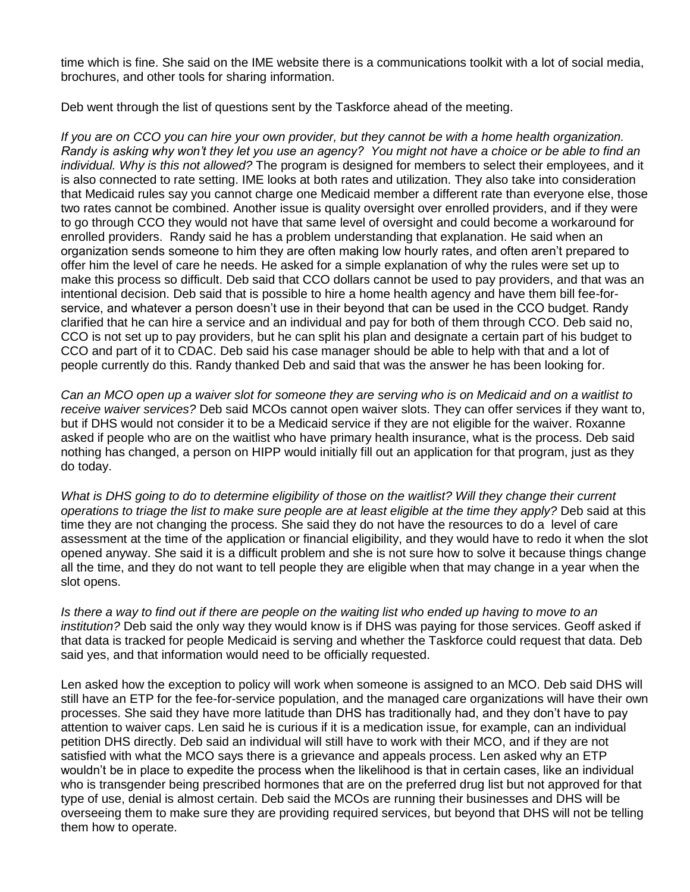time which is fine. She said on the IME website there is a communications toolkit with a lot of social media, brochures, and other tools for sharing information.

Deb went through the list of questions sent by the Taskforce ahead of the meeting.

*If you are on CCO you can hire your own provider, but they cannot be with a home health organization. Randy is asking why won't they let you use an agency? You might not have a choice or be able to find an individual. Why is this not allowed?* The program is designed for members to select their employees, and it is also connected to rate setting. IME looks at both rates and utilization. They also take into consideration that Medicaid rules say you cannot charge one Medicaid member a different rate than everyone else, those two rates cannot be combined. Another issue is quality oversight over enrolled providers, and if they were to go through CCO they would not have that same level of oversight and could become a workaround for enrolled providers. Randy said he has a problem understanding that explanation. He said when an organization sends someone to him they are often making low hourly rates, and often aren't prepared to offer him the level of care he needs. He asked for a simple explanation of why the rules were set up to make this process so difficult. Deb said that CCO dollars cannot be used to pay providers, and that was an intentional decision. Deb said that is possible to hire a home health agency and have them bill fee-for-service, and whatever a person doesn't use in their beyond that can be used in the CCO budget. Randy clarified that he can hire a service and an individual and pay for both of them through CCO. Deb said no, CCO is not set up to pay providers, but he can split his plan and designate a certain part of his budget to CCO and part of it to CDAC. Deb said his case manager should be able to help with that and a lot of people currently do this. Randy thanked Deb and said that was the answer he has been looking for.

*Can an MCO open up a waiver slot for someone they are serving who is on Medicaid and on a waitlist to receive waiver services?* Deb said MCOs cannot open waiver slots. They can offer services if they want to, but if DHS would not consider it to be a Medicaid service if they are not eligible for the waiver. Roxanne asked if people who are on the waitlist who have primary health insurance, what is the process. Deb said nothing has changed, a person on HIPP would initially fill out an application for that program, just as they do today.

*What is DHS going to do to determine eligibility of those on the waitlist? Will they change their current operations to triage the list to make sure people are at least eligible at the time they apply?* Deb said at this time they are not changing the process. She said they do not have the resources to do a level of care assessment at the time of the application or financial eligibility, and they would have to redo it when the slot opened anyway. She said it is a difficult problem and she is not sure how to solve it because things change all the time, and they do not want to tell people they are eligible when that may change in a year when the slot opens.

*Is there a way to find out if there are people on the waiting list who ended up having to move to an institution?* Deb said the only way they would know is if DHS was paying for those services. Geoff asked if that data is tracked for people Medicaid is serving and whether the Taskforce could request that data. Deb said yes, and that information would need to be officially requested.

Len asked how the exception to policy will work when someone is assigned to an MCO. Deb said DHS will still have an ETP for the fee-for-service population, and the managed care organizations will have their own processes. She said they have more latitude than DHS has traditionally had, and they don't have to pay attention to waiver caps. Len said he is curious if it is a medication issue, for example, can an individual petition DHS directly. Deb said an individual will still have to work with their MCO, and if they are not satisfied with what the MCO says there is a grievance and appeals process. Len asked why an ETP wouldn't be in place to expedite the process when the likelihood is that in certain cases, like an individual who is transgender being prescribed hormones that are on the preferred drug list but not approved for that type of use, denial is almost certain. Deb said the MCOs are running their businesses and DHS will be overseeing them to make sure they are providing required services, but beyond that DHS will not be telling them how to operate.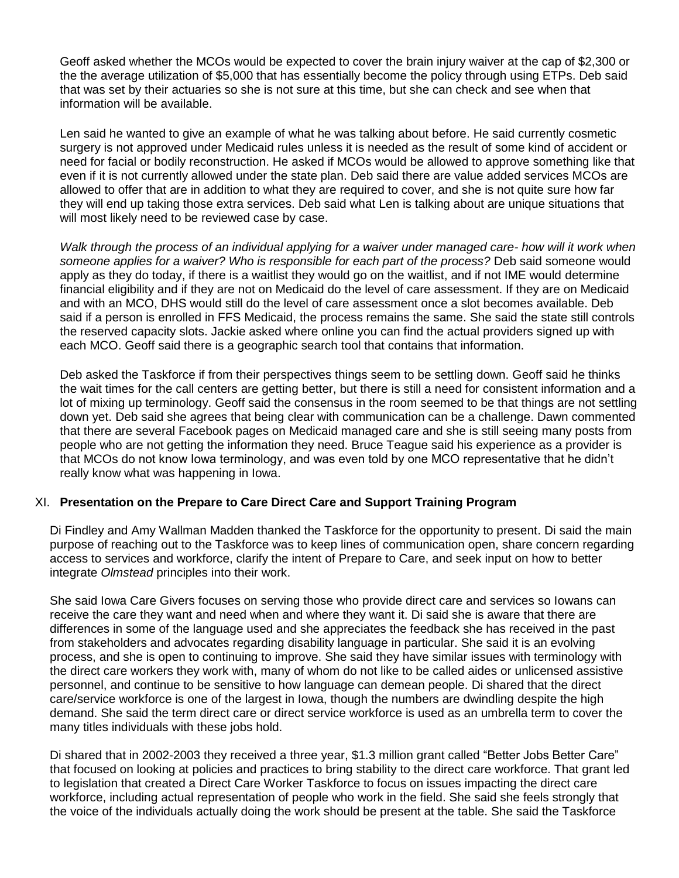Geoff asked whether the MCOs would be expected to cover the brain injury waiver at the cap of $2,300 or the the average utilization of $5,000 that has essentially become the policy through using ETPs. Deb said that was set by their actuaries so she is not sure at this time, but she can check and see when that information will be available.

Len said he wanted to give an example of what he was talking about before. He said currently cosmetic surgery is not approved under Medicaid rules unless it is needed as the result of some kind of accident or need for facial or bodily reconstruction. He asked if MCOs would be allowed to approve something like that even if it is not currently allowed under the state plan. Deb said there are value added services MCOs are allowed to offer that are in addition to what they are required to cover, and she is not quite sure how far they will end up taking those extra services. Deb said what Len is talking about are unique situations that will most likely need to be reviewed case by case.

*Walk through the process of an individual applying for a waiver under managed care- how will it work when someone applies for a waiver? Who is responsible for each part of the process?* Deb said someone would apply as they do today, if there is a waitlist they would go on the waitlist, and if not IME would determine financial eligibility and if they are not on Medicaid do the level of care assessment. If they are on Medicaid and with an MCO, DHS would still do the level of care assessment once a slot becomes available. Deb said if a person is enrolled in FFS Medicaid, the process remains the same. She said the state still controls the reserved capacity slots. Jackie asked where online you can find the actual providers signed up with each MCO. Geoff said there is a geographic search tool that contains that information.

Deb asked the Taskforce if from their perspectives things seem to be settling down. Geoff said he thinks the wait times for the call centers are getting better, but there is still a need for consistent information and a lot of mixing up terminology. Geoff said the consensus in the room seemed to be that things are not settling down yet. Deb said she agrees that being clear with communication can be a challenge. Dawn commented that there are several Facebook pages on Medicaid managed care and she is still seeing many posts from people who are not getting the information they need. Bruce Teague said his experience as a provider is that MCOs do not know Iowa terminology, and was even told by one MCO representative that he didn't really know what was happening in Iowa.

## XI. **Presentation on the Prepare to Care Direct Care and Support Training Program**

Di Findley and Amy Wallman Madden thanked the Taskforce for the opportunity to present. Di said the main purpose of reaching out to the Taskforce was to keep lines of communication open, share concern regarding access to services and workforce, clarify the intent of Prepare to Care, and seek input on how to better integrate *Olmstead* principles into their work.

She said Iowa Care Givers focuses on serving those who provide direct care and services so Iowans can receive the care they want and need when and where they want it. Di said she is aware that there are differences in some of the language used and she appreciates the feedback she has received in the past from stakeholders and advocates regarding disability language in particular. She said it is an evolving process, and she is open to continuing to improve. She said they have similar issues with terminology with the direct care workers they work with, many of whom do not like to be called aides or unlicensed assistive personnel, and continue to be sensitive to how language can demean people. Di shared that the direct care/service workforce is one of the largest in Iowa, though the numbers are dwindling despite the high demand. She said the term direct care or direct service workforce is used as an umbrella term to cover the many titles individuals with these jobs hold.

Di shared that in 2002-2003 they received a three year, $1.3 million grant called "Better Jobs Better Care" that focused on looking at policies and practices to bring stability to the direct care workforce. That grant led to legislation that created a Direct Care Worker Taskforce to focus on issues impacting the direct care workforce, including actual representation of people who work in the field. She said she feels strongly that the voice of the individuals actually doing the work should be present at the table. She said the Taskforce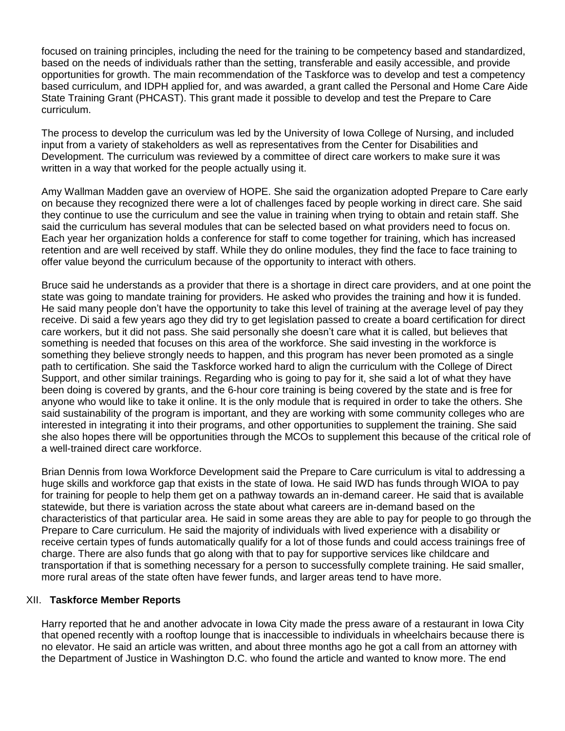focused on training principles, including the need for the training to be competency based and standardized, based on the needs of individuals rather than the setting, transferable and easily accessible, and provide opportunities for growth. The main recommendation of the Taskforce was to develop and test a competency based curriculum, and IDPH applied for, and was awarded, a grant called the Personal and Home Care Aide State Training Grant (PHCAST). This grant made it possible to develop and test the Prepare to Care curriculum.

The process to develop the curriculum was led by the University of Iowa College of Nursing, and included input from a variety of stakeholders as well as representatives from the Center for Disabilities and Development. The curriculum was reviewed by a committee of direct care workers to make sure it was written in a way that worked for the people actually using it.

Amy Wallman Madden gave an overview of HOPE. She said the organization adopted Prepare to Care early on because they recognized there were a lot of challenges faced by people working in direct care. She said they continue to use the curriculum and see the value in training when trying to obtain and retain staff. She said the curriculum has several modules that can be selected based on what providers need to focus on. Each year her organization holds a conference for staff to come together for training, which has increased retention and are well received by staff. While they do online modules, they find the face to face training to offer value beyond the curriculum because of the opportunity to interact with others.

Bruce said he understands as a provider that there is a shortage in direct care providers, and at one point the state was going to mandate training for providers. He asked who provides the training and how it is funded. He said many people don't have the opportunity to take this level of training at the average level of pay they receive. Di said a few years ago they did try to get legislation passed to create a board certification for direct care workers, but it did not pass. She said personally she doesn't care what it is called, but believes that something is needed that focuses on this area of the workforce. She said investing in the workforce is something they believe strongly needs to happen, and this program has never been promoted as a single path to certification. She said the Taskforce worked hard to align the curriculum with the College of Direct Support, and other similar trainings. Regarding who is going to pay for it, she said a lot of what they have been doing is covered by grants, and the 6-hour core training is being covered by the state and is free for anyone who would like to take it online. It is the only module that is required in order to take the others. She said sustainability of the program is important, and they are working with some community colleges who are interested in integrating it into their programs, and other opportunities to supplement the training. She said she also hopes there will be opportunities through the MCOs to supplement this because of the critical role of a well-trained direct care workforce.

Brian Dennis from Iowa Workforce Development said the Prepare to Care curriculum is vital to addressing a huge skills and workforce gap that exists in the state of Iowa. He said IWD has funds through WIOA to pay for training for people to help them get on a pathway towards an in-demand career. He said that is available statewide, but there is variation across the state about what careers are in-demand based on the characteristics of that particular area. He said in some areas they are able to pay for people to go through the Prepare to Care curriculum. He said the majority of individuals with lived experience with a disability or receive certain types of funds automatically qualify for a lot of those funds and could access trainings free of charge. There are also funds that go along with that to pay for supportive services like childcare and transportation if that is something necessary for a person to successfully complete training. He said smaller, more rural areas of the state often have fewer funds, and larger areas tend to have more.

## XII. **Taskforce Member Reports**

Harry reported that he and another advocate in Iowa City made the press aware of a restaurant in Iowa City that opened recently with a rooftop lounge that is inaccessible to individuals in wheelchairs because there is no elevator. He said an article was written, and about three months ago he got a call from an attorney with the Department of Justice in Washington D.C. who found the article and wanted to know more. The end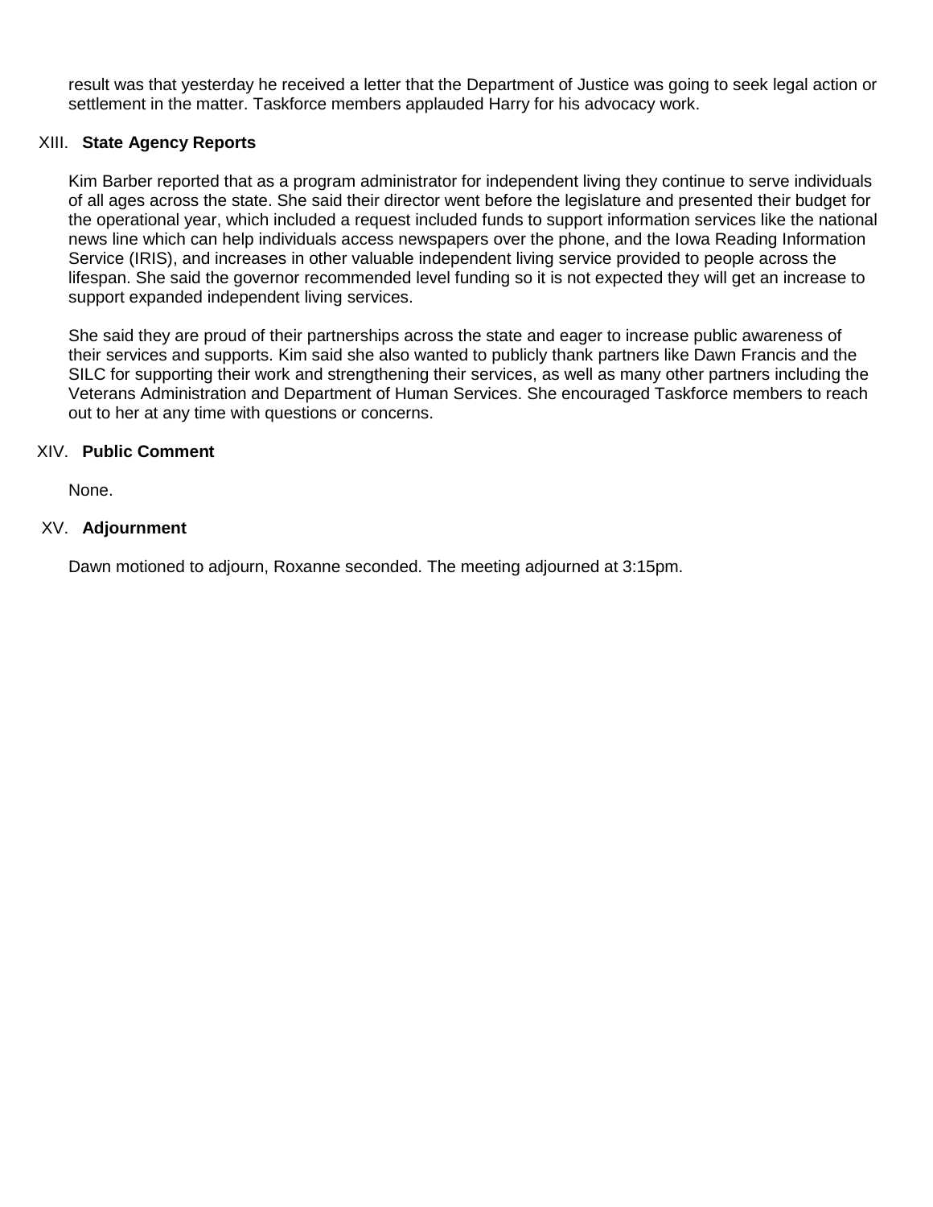result was that yesterday he received a letter that the Department of Justice was going to seek legal action or settlement in the matter. Taskforce members applauded Harry for his advocacy work.

## XIII. State Agency Reports

Kim Barber reported that as a program administrator for independent living they continue to serve individuals of all ages across the state. She said their director went before the legislature and presented their budget for the operational year, which included a request included funds to support information services like the national news line which can help individuals access newspapers over the phone, and the Iowa Reading Information Service (IRIS), and increases in other valuable independent living service provided to people across the lifespan. She said the governor recommended level funding so it is not expected they will get an increase to support expanded independent living services.

She said they are proud of their partnerships across the state and eager to increase public awareness of their services and supports. Kim said she also wanted to publicly thank partners like Dawn Francis and the SILC for supporting their work and strengthening their services, as well as many other partners including the Veterans Administration and Department of Human Services. She encouraged Taskforce members to reach out to her at any time with questions or concerns.

## XIV. Public Comment

None.

## XV. Adjournment

Dawn motioned to adjourn, Roxanne seconded. The meeting adjourned at 3:15pm.